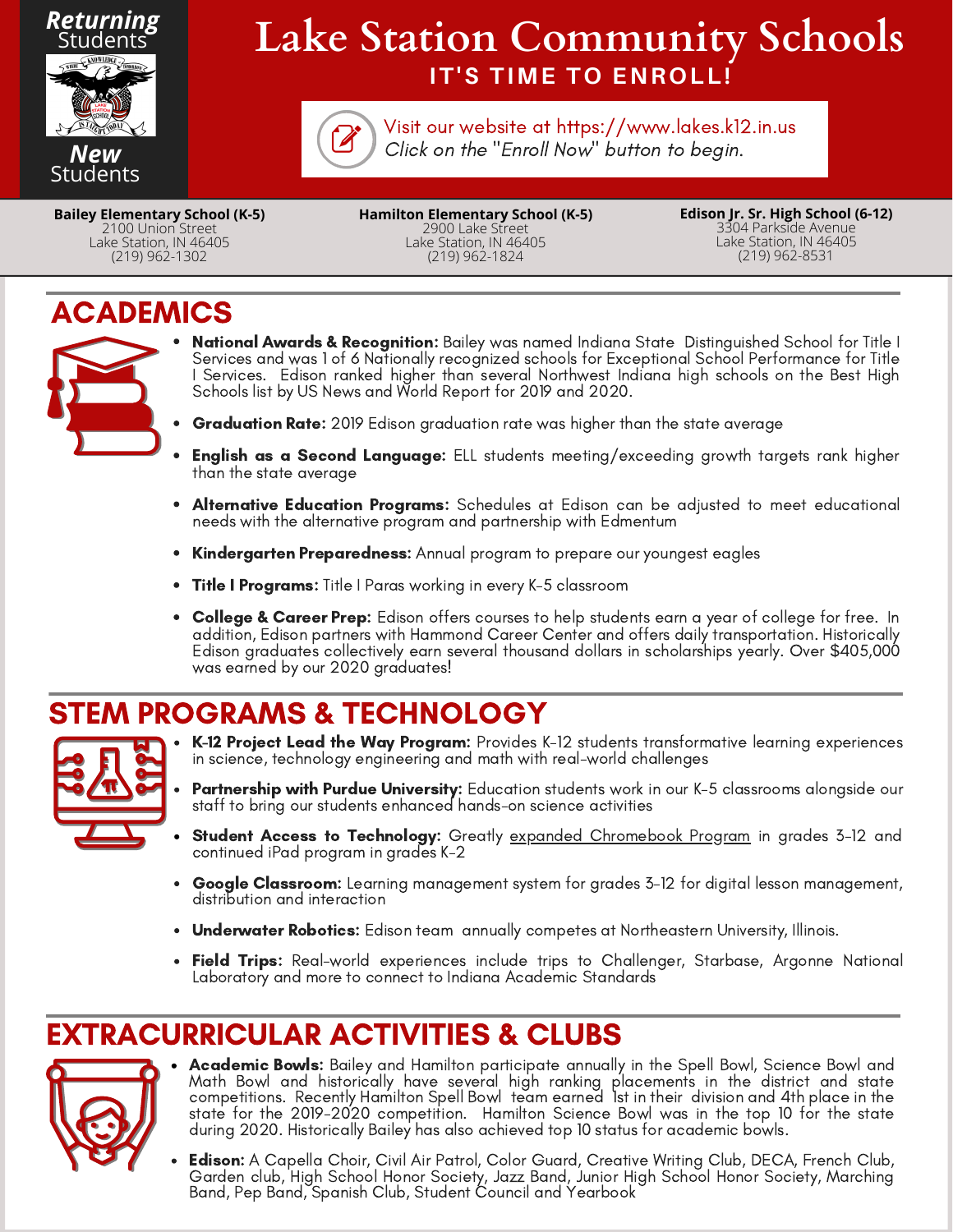Returning Students

New Students

# Lake Station Community Schools

**IT'S TIME TO ENROLL!**

Visit our website at https://www.lakes.k12.in.us
*Click on the "Enroll Now" button to begin.*

**Bailey Elementary School (K-5)**
2100 Union Street
Lake Station, IN 46405
(219) 962-1302

**Hamilton Elementary School (K-5)**
2900 Lake Street
Lake Station, IN 46405
(219) 962-1824

**Edison Jr. Sr. High School (6-12)**
3304 Parkside Avenue
Lake Station, IN 46405
(219) 962-8531

## ACADEMICS

- **National Awards & Recognition:** Bailey was named Indiana State Distinguished School for Title I Services and was 1 of 6 Nationally recognized schools for Exceptional School Performance for Title I Services. Edison ranked higher than several Northwest Indiana high schools on the Best High Schools list by US News and World Report for 2019 and 2020.
- **Graduation Rate:** 2019 Edison graduation rate was higher than the state average
- **English as a Second Language:** ELL students meeting/exceeding growth targets rank higher than the state average
- **Alternative Education Programs:** Schedules at Edison can be adjusted to meet educational needs with the alternative program and partnership with Edmentum
- **Kindergarten Preparedness:** Annual program to prepare our youngest eagles
- **Title I Programs:** Title I Paras working in every K-5 classroom
- **College & Career Prep:** Edison offers courses to help students earn a year of college for free. In addition, Edison partners with Hammond Career Center and offers daily transportation. Historically Edison graduates collectively earn several thousand dollars in scholarships yearly. Over $405,000 was earned by our 2020 graduates!

## STEM PROGRAMS & TECHNOLOGY

- **K-12 Project Lead the Way Program:** Provides K-12 students transformative learning experiences in science, technology engineering and math with real-world challenges
- **Partnership with Purdue University:** Education students work in our K-5 classrooms alongside our staff to bring our students enhanced hands-on science activities
- **Student Access to Technology:** Greatly expanded Chromebook Program in grades 3-12 and continued iPad program in grades K-2
- **Google Classroom:** Learning management system for grades 3-12 for digital lesson management, distribution and interaction
- **Underwater Robotics:** Edison team annually competes at Northeastern University, Illinois.
- **Field Trips:** Real-world experiences include trips to Challenger, Starbase, Argonne National Laboratory and more to connect to Indiana Academic Standards

## EXTRACURRICULAR ACTIVITIES & CLUBS

- **Academic Bowls:** Bailey and Hamilton participate annually in the Spell Bowl, Science Bowl and Math Bowl and historically have several high ranking placements in the district and state competitions. Recently Hamilton Spell Bowl team earned 1st in their division and 4th place in the state for the 2019-2020 competition. Hamilton Science Bowl was in the top 10 for the state during 2020. Historically Bailey has also achieved top 10 status for academic bowls.
- **Edison:** A Capella Choir, Civil Air Patrol, Color Guard, Creative Writing Club, DECA, French Club, Garden club, High School Honor Society, Jazz Band, Junior High School Honor Society, Marching Band, Pep Band, Spanish Club, Student Council and Yearbook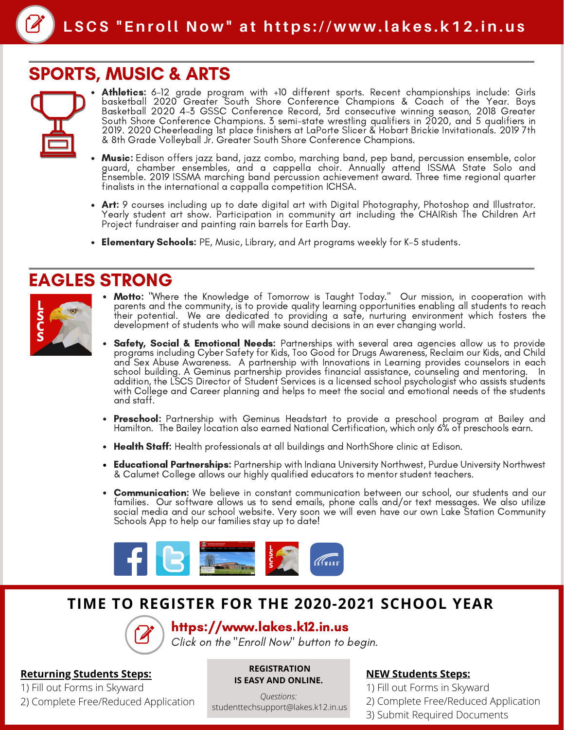LSCS "Enroll Now" at https://www.lakes.k12.in.us

## SPORTS, MUSIC & ARTS

- **Athletics:** 6-12 grade program with +10 different sports. Recent championships include: Girls basketball 2020 Greater South Shore Conference Champions & Coach of the Year. Boys Basketball 2020 4-3 GSSC Conference Record, 3rd consecutive winning season, 2018 Greater South Shore Conference Champions. 3 semi-state wrestling qualifiers in 2020, and 5 qualifiers in 2019. 2020 Cheerleading 1st place finishers at LaPorte Slicer & Hobart Brickie Invitationals. 2019 7th & 8th Grade Volleyball Jr. Greater South Shore Conference Champions.
- **Music:** Edison offers jazz band, jazz combo, marching band, pep band, percussion ensemble, color guard, chamber ensembles, and a cappella choir. Annually attend ISSMA State Solo and Ensemble. 2019 ISSMA marching band percussion achievement award. Three time regional quarter finalists in the international a cappalla competition ICHSA.
- **Art:** 9 courses including up to date digital art with Digital Photography, Photoshop and Illustrator. Yearly student art show. Participation in community art including the CHAIRish The Children Art Project fundraiser and painting rain barrels for Earth Day.
- **Elementary Schools:** PE, Music, Library, and Art programs weekly for K-5 students.

## EAGLES STRONG

- **Motto:** "Where the Knowledge of Tomorrow is Taught Today." Our mission, in cooperation with parents and the community, is to provide quality learning opportunities enabling all students to reach their potential. We are dedicated to providing a safe, nurturing environment which fosters the development of students who will make sound decisions in an ever changing world.
- **Safety, Social & Emotional Needs:** Partnerships with several area agencies allow us to provide programs including Cyber Safety for Kids, Too Good for Drugs Awareness, Reclaim our Kids, and Child and Sex Abuse Awareness. A partnership with Innovations in Learning provides counselors in each school building. A Geminus partnership provides financial assistance, counseling and mentoring. In addition, the LSCS Director of Student Services is a licensed school psychologist who assists students with College and Career planning and helps to meet the social and emotional needs of the students and staff.
- **Preschool:** Partnership with Geminus Headstart to provide a preschool program at Bailey and Hamilton. The Bailey location also earned National Certification, which only 6% of preschools earn.
- **Health Staff:** Health professionals at all buildings and NorthShore clinic at Edison.
- **Educational Partnerships:** Partnership with Indiana University Northwest, Purdue University Northwest & Calumet College allows our highly qualified educators to mentor student teachers.
- **Communication:** We believe in constant communication between our school, our students and our families. Our software allows us to send emails, phone calls and/or text messages. We also utilize social media and our school website. Very soon we will even have our own Lake Station Community Schools App to help our families stay up to date!

## TIME TO REGISTER FOR THE 2020-2021 SCHOOL YEAR

**https://www.lakes.k12.in.us**

*Click on the "Enroll Now" button to begin.*

**Returning Students Steps:**

1) Fill out Forms in Skyward
2) Complete Free/Reduced Application

**REGISTRATION IS EASY AND ONLINE.**

*Questions:*
studenttechsupport@lakes.k12.in.us

**NEW Students Steps:**

1) Fill out Forms in Skyward
2) Complete Free/Reduced Application
3) Submit Required Documents